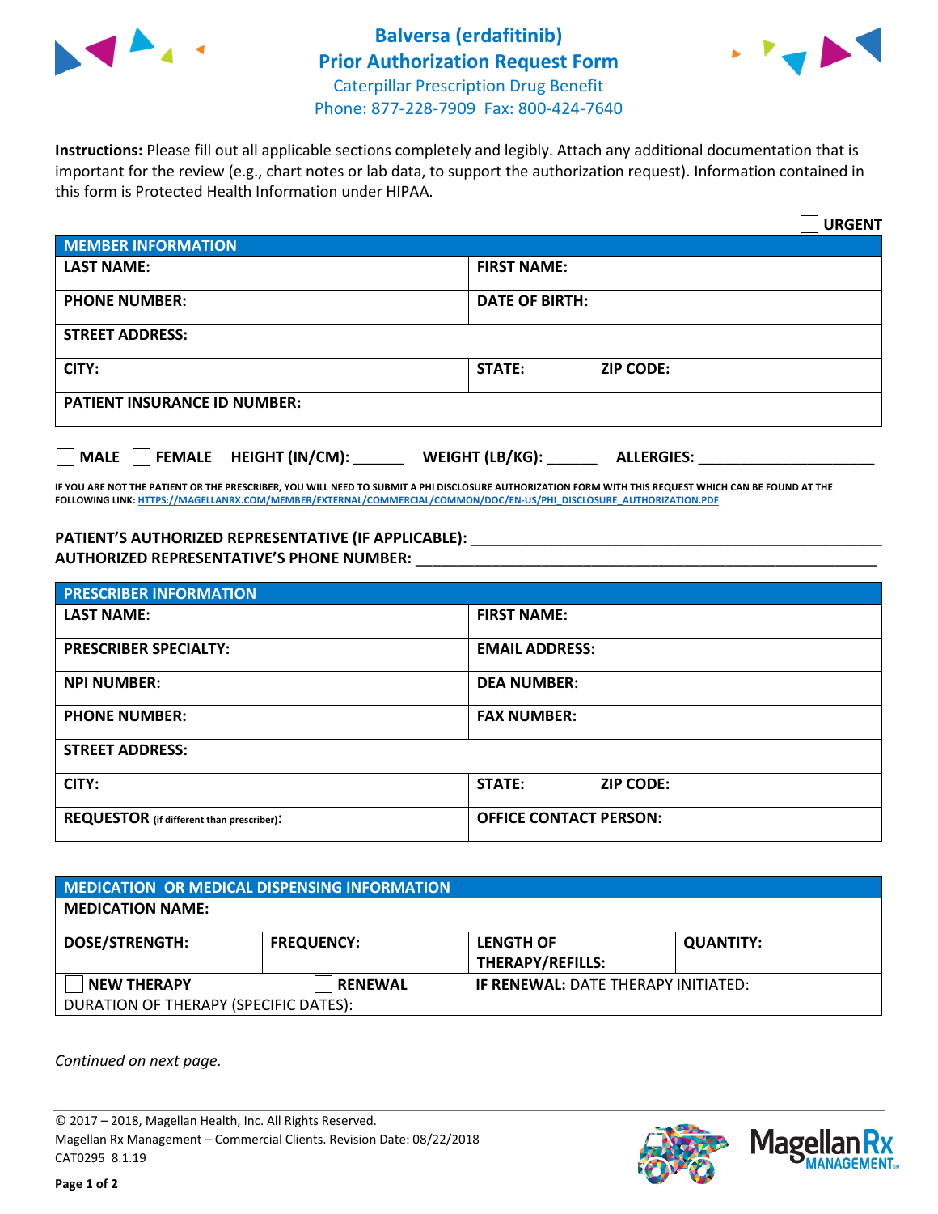# Balversa (erdafitinib)
## Prior Authorization Request Form
Caterpillar Prescription Drug Benefit
Phone: 877-228-7909 Fax: 800-424-7640

**Instructions:** Please fill out all applicable sections completely and legibly. Attach any additional documentation that is important for the review (e.g., chart notes or lab data, to support the authorization request). Information contained in this form is Protected Health Information under HIPAA.

☐ **URGENT**

| **MEMBER INFORMATION** | |
|---|---|
| **LAST NAME:** | **FIRST NAME:** |
| **PHONE NUMBER:** | **DATE OF BIRTH:** |
| **STREET ADDRESS:** | |
| **CITY:** | **STATE:** **ZIP CODE:** |
| **PATIENT INSURANCE ID NUMBER:** | |

☐ **MALE** ☐ **FEMALE** **HEIGHT (IN/CM):** ______ **WEIGHT (LB/KG):** ______ **ALLERGIES:** ____________________

**IF YOU ARE NOT THE PATIENT OR THE PRESCRIBER, YOU WILL NEED TO SUBMIT A PHI DISCLOSURE AUTHORIZATION FORM WITH THIS REQUEST WHICH CAN BE FOUND AT THE FOLLOWING LINK: HTTPS://MAGELLANRX.COM/MEMBER/EXTERNAL/COMMERCIAL/COMMON/DOC/EN-US/PHI_DISCLOSURE_AUTHORIZATION.PDF**

**PATIENT'S AUTHORIZED REPRESENTATIVE (IF APPLICABLE):** ____________________________________________
**AUTHORIZED REPRESENTATIVE'S PHONE NUMBER:** ____________________________________________

| **PRESCRIBER INFORMATION** | |
|---|---|
| **LAST NAME:** | **FIRST NAME:** |
| **PRESCRIBER SPECIALTY:** | **EMAIL ADDRESS:** |
| **NPI NUMBER:** | **DEA NUMBER:** |
| **PHONE NUMBER:** | **FAX NUMBER:** |
| **STREET ADDRESS:** | |
| **CITY:** | **STATE:** **ZIP CODE:** |
| **REQUESTOR** (if different than prescriber)**:** | **OFFICE CONTACT PERSON:** |

| **MEDICATION OR MEDICAL DISPENSING INFORMATION** | | | |
|---|---|---|---|
| **MEDICATION NAME:** | | | |
| **DOSE/STRENGTH:** | **FREQUENCY:** | **LENGTH OF THERAPY/REFILLS:** | **QUANTITY:** |
| ☐ **NEW THERAPY** | ☐ **RENEWAL** | **IF RENEWAL:** DATE THERAPY INITIATED: | |
| DURATION OF THERAPY (SPECIFIC DATES): | | | |

*Continued on next page.*

© 2017 – 2018, Magellan Health, Inc. All Rights Reserved.
Magellan Rx Management – Commercial Clients. Revision Date: 08/22/2018
CAT0295 8.1.19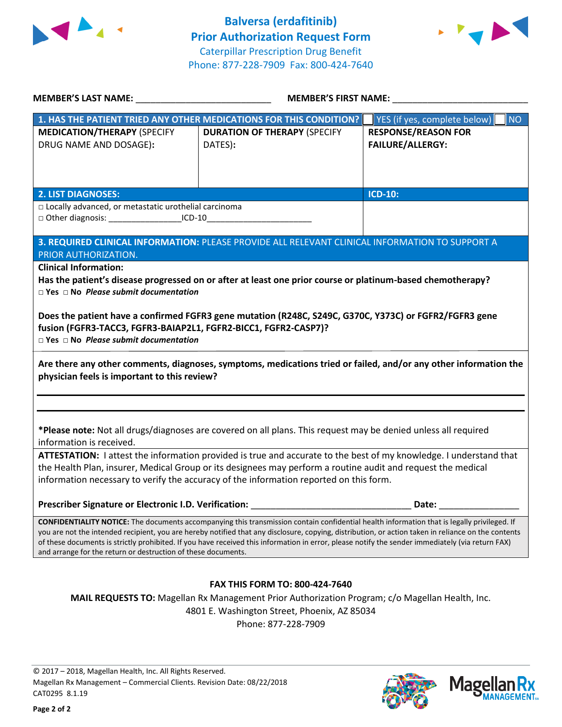# Balversa (erdafitinib) Prior Authorization Request Form

Caterpillar Prescription Drug Benefit
Phone: 877-228-7909 Fax: 800-424-7640

**MEMBER'S LAST NAME:** ___________________________ **MEMBER'S FIRST NAME:** ___________________________

| **1. HAS THE PATIENT TRIED ANY OTHER MEDICATIONS FOR THIS CONDITION?** | | ☐ YES (if yes, complete below) ☐ NO |
|---|---|---|
| **MEDICATION/THERAPY** (SPECIFY DRUG NAME AND DOSAGE): | **DURATION OF THERAPY** (SPECIFY DATES): | **RESPONSE/REASON FOR FAILURE/ALLERGY:** |
| | | |

| **2. LIST DIAGNOSES:** | **ICD-10:** |
|---|---|
| □ Locally advanced, or metastatic urothelial carcinoma<br>□ Other diagnosis: _______________ICD-10______________________ | |

**3. REQUIRED CLINICAL INFORMATION:** PLEASE PROVIDE ALL RELEVANT CLINICAL INFORMATION TO SUPPORT A PRIOR AUTHORIZATION.

**Clinical Information:**

**Has the patient's disease progressed on or after at least one prior course or platinum-based chemotherapy?**
□ **Yes** □ **No** ***Please submit documentation***

**Does the patient have a confirmed FGFR3 gene mutation (R248C, S249C, G370C, Y373C) or FGFR2/FGFR3 gene fusion (FGFR3-TACC3, FGFR3-BAIAP2L1, FGFR2-BICC1, FGFR2-CASP7)?**
□ **Yes** □ **No** ***Please submit documentation***

**Are there any other comments, diagnoses, symptoms, medications tried or failed, and/or any other information the physician feels is important to this review?**

______________________________________________________________________

______________________________________________________________________

***Please note:** Not all drugs/diagnoses are covered on all plans. This request may be denied unless all required information is received.

**ATTESTATION:** I attest the information provided is true and accurate to the best of my knowledge. I understand that the Health Plan, insurer, Medical Group or its designees may perform a routine audit and request the medical information necessary to verify the accuracy of the information reported on this form.

**Prescriber Signature or Electronic I.D. Verification:** ________________________________ **Date:** ________________

**CONFIDENTIALITY NOTICE:** The documents accompanying this transmission contain confidential health information that is legally privileged. If you are not the intended recipient, you are hereby notified that any disclosure, copying, distribution, or action taken in reliance on the contents of these documents is strictly prohibited. If you have received this information in error, please notify the sender immediately (via return FAX) and arrange for the return or destruction of these documents.

**FAX THIS FORM TO: 800-424-7640**

**MAIL REQUESTS TO:** Magellan Rx Management Prior Authorization Program; c/o Magellan Health, Inc.
4801 E. Washington Street, Phoenix, AZ 85034
Phone: 877-228-7909

© 2017 – 2018, Magellan Health, Inc. All Rights Reserved.
Magellan Rx Management – Commercial Clients. Revision Date: 08/22/2018
CAT0295 8.1.19